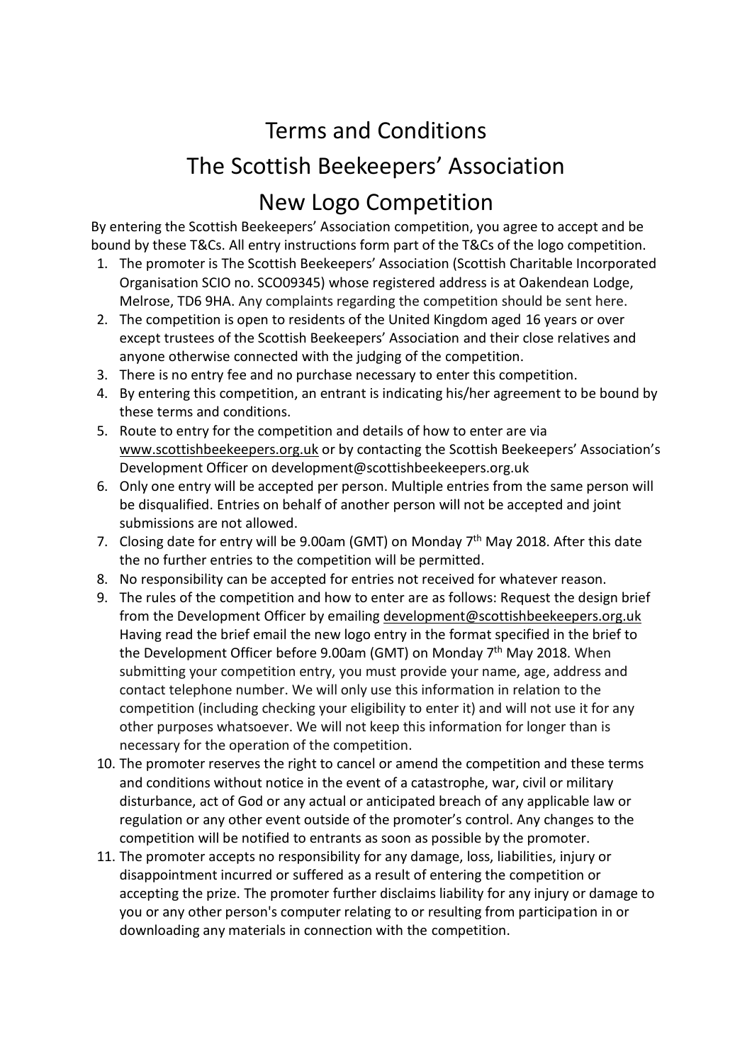# Terms and Conditions

# The Scottish Beekeepers' Association

# New Logo Competition

By entering the Scottish Beekeepers' Association competition, you agree to accept and be bound by these T&Cs. All entry instructions form part of the T&Cs of the logo competition.

1. The promoter is The Scottish Beekeepers' Association (Scottish Charitable Incorporated Organisation SCIO no. SCO09345) whose registered address is at Oakendean Lodge, Melrose, TD6 9HA. Any complaints regarding the competition should be sent here.
2. The competition is open to residents of the United Kingdom aged 16 years or over except trustees of the Scottish Beekeepers' Association and their close relatives and anyone otherwise connected with the judging of the competition.
3. There is no entry fee and no purchase necessary to enter this competition.
4. By entering this competition, an entrant is indicating his/her agreement to be bound by these terms and conditions.
5. Route to entry for the competition and details of how to enter are via www.scottishbeekeepers.org.uk or by contacting the Scottish Beekeepers' Association's Development Officer on development@scottishbeekeepers.org.uk
6. Only one entry will be accepted per person. Multiple entries from the same person will be disqualified. Entries on behalf of another person will not be accepted and joint submissions are not allowed.
7. Closing date for entry will be 9.00am (GMT) on Monday 7th May 2018. After this date the no further entries to the competition will be permitted.
8. No responsibility can be accepted for entries not received for whatever reason.
9. The rules of the competition and how to enter are as follows: Request the design brief from the Development Officer by emailing development@scottishbeekeepers.org.uk Having read the brief email the new logo entry in the format specified in the brief to the Development Officer before 9.00am (GMT) on Monday 7th May 2018. When submitting your competition entry, you must provide your name, age, address and contact telephone number. We will only use this information in relation to the competition (including checking your eligibility to enter it) and will not use it for any other purposes whatsoever. We will not keep this information for longer than is necessary for the operation of the competition.
10. The promoter reserves the right to cancel or amend the competition and these terms and conditions without notice in the event of a catastrophe, war, civil or military disturbance, act of God or any actual or anticipated breach of any applicable law or regulation or any other event outside of the promoter's control. Any changes to the competition will be notified to entrants as soon as possible by the promoter.
11. The promoter accepts no responsibility for any damage, loss, liabilities, injury or disappointment incurred or suffered as a result of entering the competition or accepting the prize. The promoter further disclaims liability for any injury or damage to you or any other person's computer relating to or resulting from participation in or downloading any materials in connection with the competition.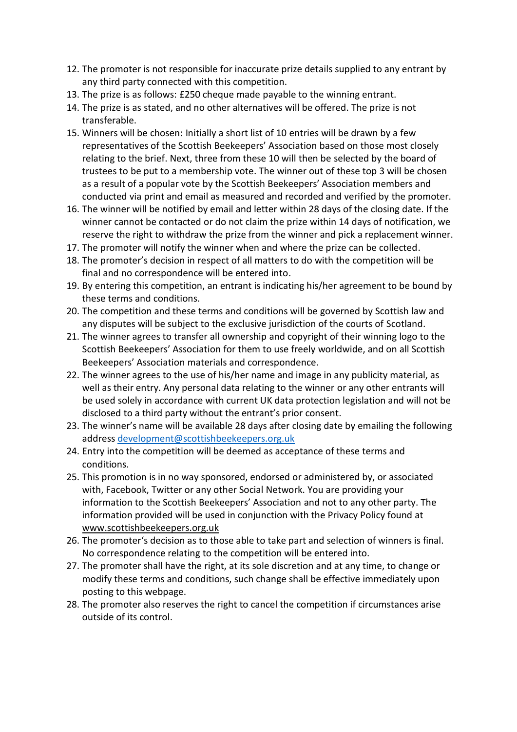12. The promoter is not responsible for inaccurate prize details supplied to any entrant by any third party connected with this competition.
13. The prize is as follows: £250 cheque made payable to the winning entrant.
14. The prize is as stated, and no other alternatives will be offered. The prize is not transferable.
15. Winners will be chosen: Initially a short list of 10 entries will be drawn by a few representatives of the Scottish Beekeepers' Association based on those most closely relating to the brief. Next, three from these 10 will then be selected by the board of trustees to be put to a membership vote. The winner out of these top 3 will be chosen as a result of a popular vote by the Scottish Beekeepers' Association members and conducted via print and email as measured and recorded and verified by the promoter.
16. The winner will be notified by email and letter within 28 days of the closing date. If the winner cannot be contacted or do not claim the prize within 14 days of notification, we reserve the right to withdraw the prize from the winner and pick a replacement winner.
17. The promoter will notify the winner when and where the prize can be collected.
18. The promoter's decision in respect of all matters to do with the competition will be final and no correspondence will be entered into.
19. By entering this competition, an entrant is indicating his/her agreement to be bound by these terms and conditions.
20. The competition and these terms and conditions will be governed by Scottish law and any disputes will be subject to the exclusive jurisdiction of the courts of Scotland.
21. The winner agrees to transfer all ownership and copyright of their winning logo to the Scottish Beekeepers' Association for them to use freely worldwide, and on all Scottish Beekeepers' Association materials and correspondence.
22. The winner agrees to the use of his/her name and image in any publicity material, as well as their entry. Any personal data relating to the winner or any other entrants will be used solely in accordance with current UK data protection legislation and will not be disclosed to a third party without the entrant's prior consent.
23. The winner's name will be available 28 days after closing date by emailing the following address development@scottishbeekeepers.org.uk
24. Entry into the competition will be deemed as acceptance of these terms and conditions.
25. This promotion is in no way sponsored, endorsed or administered by, or associated with, Facebook, Twitter or any other Social Network. You are providing your information to the Scottish Beekeepers' Association and not to any other party. The information provided will be used in conjunction with the Privacy Policy found at www.scottishbeekeepers.org.uk
26. The promoter's decision as to those able to take part and selection of winners is final. No correspondence relating to the competition will be entered into.
27. The promoter shall have the right, at its sole discretion and at any time, to change or modify these terms and conditions, such change shall be effective immediately upon posting to this webpage.
28. The promoter also reserves the right to cancel the competition if circumstances arise outside of its control.